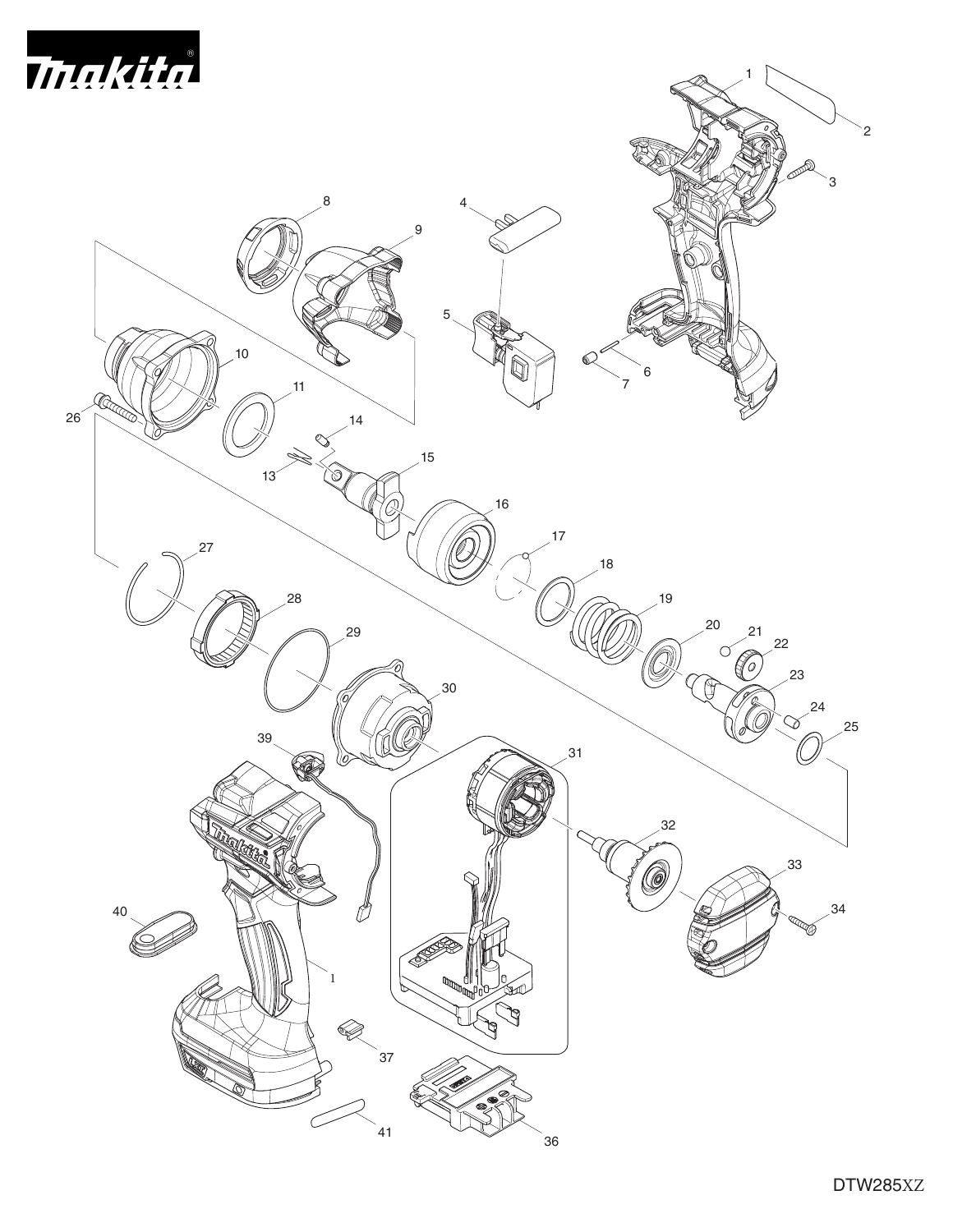DTW285XZ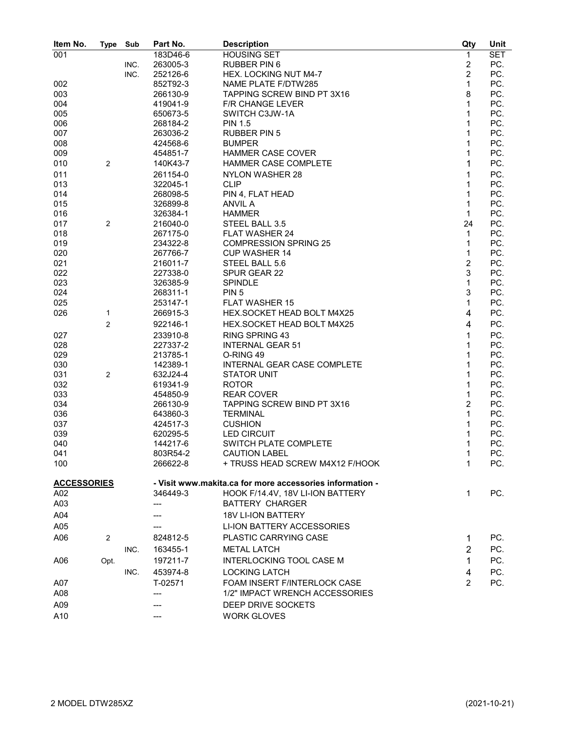| Item No. | Type | Sub | Part No. | Description | Qty | Unit |
|---|---|---|---|---|---|---|
| 001 | | | 183D46-6 | HOUSING SET | 1 | SET |
| | | INC. | 263005-3 | RUBBER PIN 6 | 2 | PC. |
| | | INC. | 252126-6 | HEX. LOCKING NUT M4-7 | 2 | PC. |
| 002 | | | 852T92-3 | NAME PLATE F/DTW285 | 1 | PC. |
| 003 | | | 266130-9 | TAPPING SCREW BIND PT 3X16 | 8 | PC. |
| 004 | | | 419041-9 | F/R CHANGE LEVER | 1 | PC. |
| 005 | | | 650673-5 | SWITCH C3JW-1A | 1 | PC. |
| 006 | | | 268184-2 | PIN 1.5 | 1 | PC. |
| 007 | | | 263036-2 | RUBBER PIN 5 | 1 | PC. |
| 008 | | | 424568-6 | BUMPER | 1 | PC. |
| 009 | | | 454851-7 | HAMMER CASE COVER | 1 | PC. |
| 010 | 2 | | 140K43-7 | HAMMER CASE COMPLETE | 1 | PC. |
| 011 | | | 261154-0 | NYLON WASHER 28 | 1 | PC. |
| 013 | | | 322045-1 | CLIP | 1 | PC. |
| 014 | | | 268098-5 | PIN 4, FLAT HEAD | 1 | PC. |
| 015 | | | 326899-8 | ANVIL A | 1 | PC. |
| 016 | | | 326384-1 | HAMMER | 1 | PC. |
| 017 | 2 | | 216040-0 | STEEL BALL 3.5 | 24 | PC. |
| 018 | | | 267175-0 | FLAT WASHER 24 | 1 | PC. |
| 019 | | | 234322-8 | COMPRESSION SPRING 25 | 1 | PC. |
| 020 | | | 267766-7 | CUP WASHER 14 | 1 | PC. |
| 021 | | | 216011-7 | STEEL BALL 5.6 | 2 | PC. |
| 022 | | | 227338-0 | SPUR GEAR 22 | 3 | PC. |
| 023 | | | 326385-9 | SPINDLE | 1 | PC. |
| 024 | | | 268311-1 | PIN 5 | 3 | PC. |
| 025 | | | 253147-1 | FLAT WASHER 15 | 1 | PC. |
| 026 | 1 | | 266915-3 | HEX.SOCKET HEAD BOLT M4X25 | 4 | PC. |
| | 2 | | 922146-1 | HEX.SOCKET HEAD BOLT M4X25 | 4 | PC. |
| 027 | | | 233910-8 | RING SPRING 43 | 1 | PC. |
| 028 | | | 227337-2 | INTERNAL GEAR 51 | 1 | PC. |
| 029 | | | 213785-1 | O-RING 49 | 1 | PC. |
| 030 | | | 142389-1 | INTERNAL GEAR CASE COMPLETE | 1 | PC. |
| 031 | 2 | | 632J24-4 | STATOR UNIT | 1 | PC. |
| 032 | | | 619341-9 | ROTOR | 1 | PC. |
| 033 | | | 454850-9 | REAR COVER | 1 | PC. |
| 034 | | | 266130-9 | TAPPING SCREW BIND PT 3X16 | 2 | PC. |
| 036 | | | 643860-3 | TERMINAL | 1 | PC. |
| 037 | | | 424517-3 | CUSHION | 1 | PC. |
| 039 | | | 620295-5 | LED CIRCUIT | 1 | PC. |
| 040 | | | 144217-6 | SWITCH PLATE COMPLETE | 1 | PC. |
| 041 | | | 803R54-2 | CAUTION LABEL | 1 | PC. |
| 100 | | | 266622-8 | + TRUSS HEAD SCREW M4X12 F/HOOK | 1 | PC. |
| **ACCESSORIES** | | | | - Visit www.makita.ca for more accessories information - | | |
| A02 | | | 346449-3 | HOOK F/14.4V, 18V LI-ION BATTERY | 1 | PC. |
| A03 | | | --- | BATTERY CHARGER | | |
| A04 | | | --- | 18V LI-ION BATTERY | | |
| A05 | | | --- | LI-ION BATTERY ACCESSORIES | | |
| A06 | 2 | | 824812-5 | PLASTIC CARRYING CASE | 1 | PC. |
| | | INC. | 163455-1 | METAL LATCH | 2 | PC. |
| A06 | Opt. | | 197211-7 | INTERLOCKING TOOL CASE M | 1 | PC. |
| | | INC. | 453974-8 | LOCKING LATCH | 4 | PC. |
| A07 | | | T-02571 | FOAM INSERT F/INTERLOCK CASE | 2 | PC. |
| A08 | | | --- | 1/2" IMPACT WRENCH ACCESSORIES | | |
| A09 | | | --- | DEEP DRIVE SOCKETS | | |
| A10 | | | --- | WORK GLOVES | | |

MODEL DTW285XZ (2021-10-21)